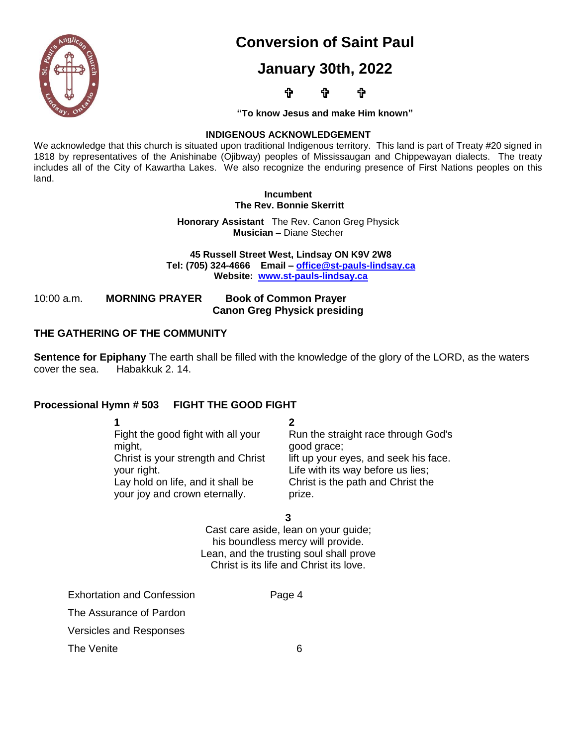# Conversion of Saint Paul

# January 30th, 2022

✞ ✞ ✞

**"To know Jesus and make Him known"**

**INDIGENOUS ACKNOWLEDGEMENT**

We acknowledge that this church is situated upon traditional Indigenous territory. This land is part of Treaty #20 signed in 1818 by representatives of the Anishinabe (Ojibway) peoples of Mississaugan and Chippewayan dialects. The treaty includes all of the City of Kawartha Lakes. We also recognize the enduring presence of First Nations peoples on this land.

**Incumbent**
**The Rev. Bonnie Skerritt**

**Honorary Assistant** The Rev. Canon Greg Physick
**Musician –** Diane Stecher

**45 Russell Street West, Lindsay ON K9V 2W8**
**Tel: (705) 324-4666 Email – office@st-pauls-lindsay.ca**
**Website: www.st-pauls-lindsay.ca**

10:00 a.m. **MORNING PRAYER** **Book of Common Prayer**
**Canon Greg Physick presiding**

## THE GATHERING OF THE COMMUNITY

**Sentence for Epiphany** The earth shall be filled with the knowledge of the glory of the LORD, as the waters cover the sea. Habakkuk 2. 14.

**Processional Hymn # 503 FIGHT THE GOOD FIGHT**

**1**
Fight the good fight with all your might,
Christ is your strength and Christ your right.
Lay hold on life, and it shall be your joy and crown eternally.

**2**
Run the straight race through God's good grace;
lift up your eyes, and seek his face.
Life with its way before us lies;
Christ is the path and Christ the prize.

**3**
Cast care aside, lean on your guide;
his boundless mercy will provide.
Lean, and the trusting soul shall prove
Christ is its life and Christ its love.

| | |
|---|---|
| Exhortation and Confession | Page 4 |
| The Assurance of Pardon | |
| Versicles and Responses | |
| The Venite | 6 |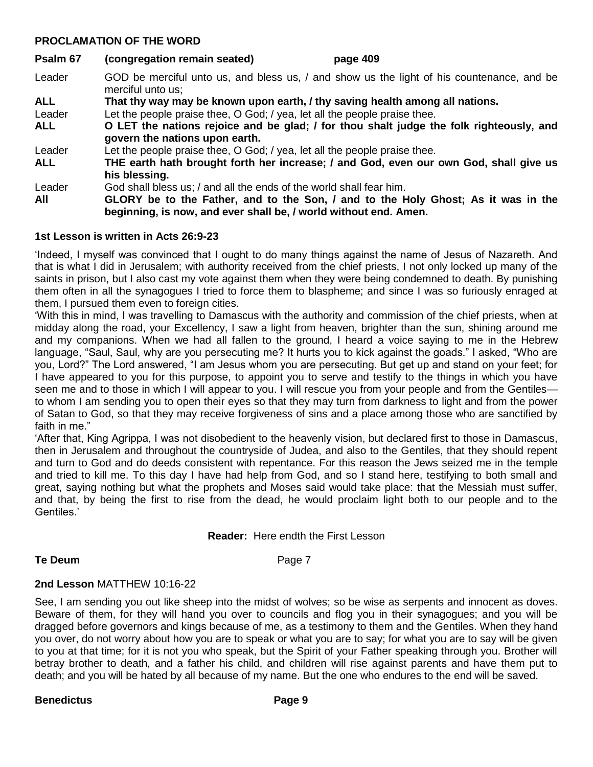**PROCLAMATION OF THE WORD**

**Psalm 67 (congregation remain seated) page 409**

Leader GOD be merciful unto us, and bless us, / and show us the light of his countenance, and be merciful unto us;

**ALL That thy way may be known upon earth, / thy saving health among all nations.**

Leader Let the people praise thee, O God; / yea, let all the people praise thee.

**ALL O LET the nations rejoice and be glad; / for thou shalt judge the folk righteously, and govern the nations upon earth.**

Leader Let the people praise thee, O God; / yea, let all the people praise thee.

**ALL THE earth hath brought forth her increase; / and God, even our own God, shall give us his blessing.**

Leader God shall bless us; / and all the ends of the world shall fear him.

**All GLORY be to the Father, and to the Son, / and to the Holy Ghost; As it was in the beginning, is now, and ever shall be, / world without end. Amen.**

**1st Lesson is written in Acts 26:9-23**

'Indeed, I myself was convinced that I ought to do many things against the name of Jesus of Nazareth. And that is what I did in Jerusalem; with authority received from the chief priests, I not only locked up many of the saints in prison, but I also cast my vote against them when they were being condemned to death. By punishing them often in all the synagogues I tried to force them to blaspheme; and since I was so furiously enraged at them, I pursued them even to foreign cities.

'With this in mind, I was travelling to Damascus with the authority and commission of the chief priests, when at midday along the road, your Excellency, I saw a light from heaven, brighter than the sun, shining around me and my companions. When we had all fallen to the ground, I heard a voice saying to me in the Hebrew language, "Saul, Saul, why are you persecuting me? It hurts you to kick against the goads." I asked, "Who are you, Lord?" The Lord answered, "I am Jesus whom you are persecuting. But get up and stand on your feet; for I have appeared to you for this purpose, to appoint you to serve and testify to the things in which you have seen me and to those in which I will appear to you. I will rescue you from your people and from the Gentiles—to whom I am sending you to open their eyes so that they may turn from darkness to light and from the power of Satan to God, so that they may receive forgiveness of sins and a place among those who are sanctified by faith in me."

'After that, King Agrippa, I was not disobedient to the heavenly vision, but declared first to those in Damascus, then in Jerusalem and throughout the countryside of Judea, and also to the Gentiles, that they should repent and turn to God and do deeds consistent with repentance. For this reason the Jews seized me in the temple and tried to kill me. To this day I have had help from God, and so I stand here, testifying to both small and great, saying nothing but what the prophets and Moses said would take place: that the Messiah must suffer, and that, by being the first to rise from the dead, he would proclaim light both to our people and to the Gentiles.'

**Reader:** Here endth the First Lesson

**Te Deum** Page 7

**2nd Lesson** MATTHEW 10:16-22

See, I am sending you out like sheep into the midst of wolves; so be wise as serpents and innocent as doves. Beware of them, for they will hand you over to councils and flog you in their synagogues; and you will be dragged before governors and kings because of me, as a testimony to them and the Gentiles. When they hand you over, do not worry about how you are to speak or what you are to say; for what you are to say will be given to you at that time; for it is not you who speak, but the Spirit of your Father speaking through you. Brother will betray brother to death, and a father his child, and children will rise against parents and have them put to death; and you will be hated by all because of my name. But the one who endures to the end will be saved.

**Benedictus Page 9**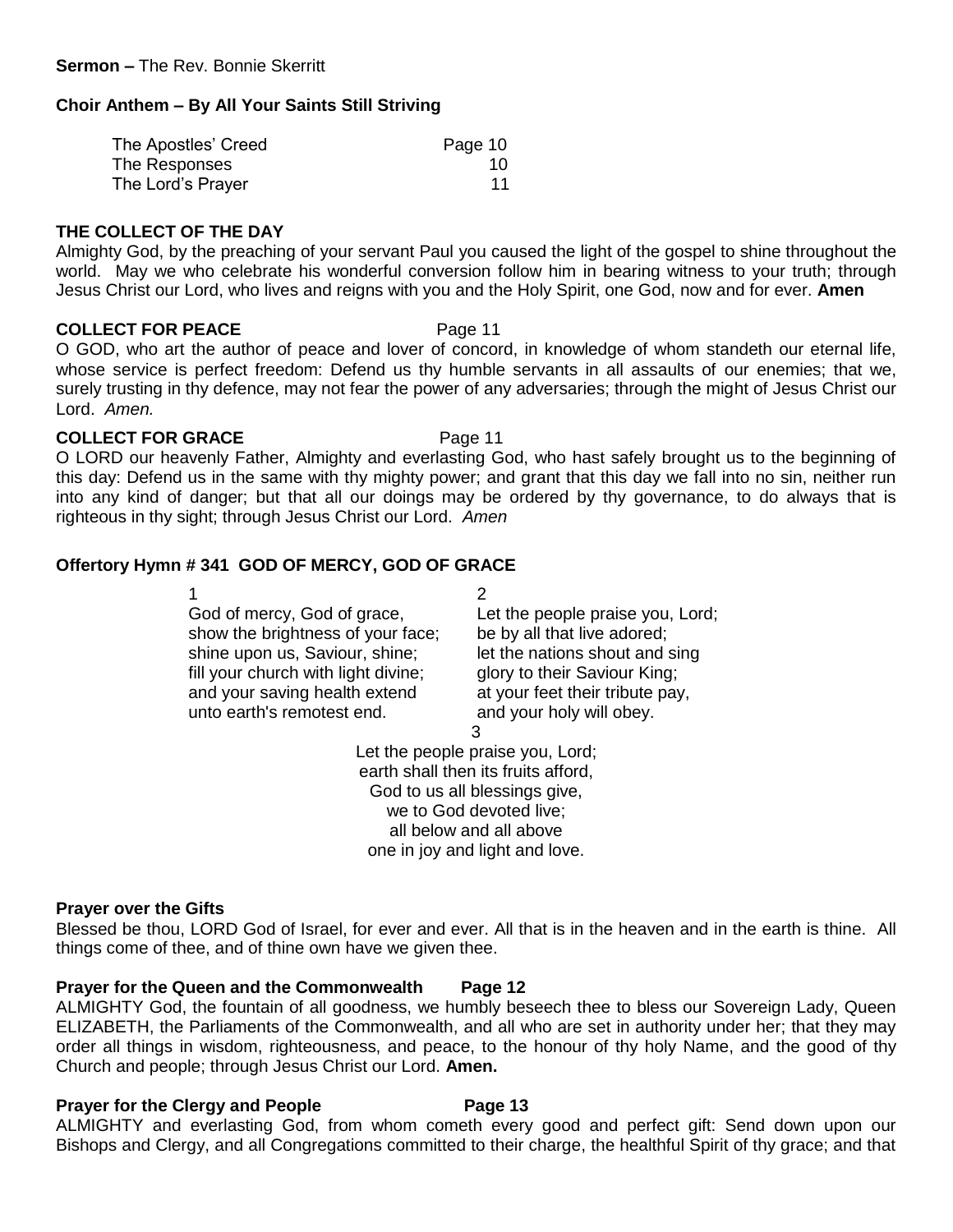**Sermon –** The Rev. Bonnie Skerritt

**Choir Anthem – By All Your Saints Still Striving**

| | |
|---|---|
| The Apostles' Creed | Page 10 |
| The Responses | 10 |
| The Lord's Prayer | 11 |

**THE COLLECT OF THE DAY**

Almighty God, by the preaching of your servant Paul you caused the light of the gospel to shine throughout the world. May we who celebrate his wonderful conversion follow him in bearing witness to your truth; through Jesus Christ our Lord, who lives and reigns with you and the Holy Spirit, one God, now and for ever. **Amen**

**COLLECT FOR PEACE** Page 11

O GOD, who art the author of peace and lover of concord, in knowledge of whom standeth our eternal life, whose service is perfect freedom: Defend us thy humble servants in all assaults of our enemies; that we, surely trusting in thy defence, may not fear the power of any adversaries; through the might of Jesus Christ our Lord. *Amen.*

**COLLECT FOR GRACE** Page 11

O LORD our heavenly Father, Almighty and everlasting God, who hast safely brought us to the beginning of this day: Defend us in the same with thy mighty power; and grant that this day we fall into no sin, neither run into any kind of danger; but that all our doings may be ordered by thy governance, to do always that is righteous in thy sight; through Jesus Christ our Lord. *Amen*

**Offertory Hymn # 341 GOD OF MERCY, GOD OF GRACE**

1
God of mercy, God of grace,
show the brightness of your face;
shine upon us, Saviour, shine;
fill your church with light divine;
and your saving health extend
unto earth's remotest end.

2
Let the people praise you, Lord;
be by all that live adored;
let the nations shout and sing
glory to their Saviour King;
at your feet their tribute pay,
and your holy will obey.

3
Let the people praise you, Lord;
earth shall then its fruits afford,
God to us all blessings give,
we to God devoted live;
all below and all above
one in joy and light and love.

**Prayer over the Gifts**

Blessed be thou, LORD God of Israel, for ever and ever. All that is in the heaven and in the earth is thine. All things come of thee, and of thine own have we given thee.

**Prayer for the Queen and the Commonwealth Page 12**

ALMIGHTY God, the fountain of all goodness, we humbly beseech thee to bless our Sovereign Lady, Queen ELIZABETH, the Parliaments of the Commonwealth, and all who are set in authority under her; that they may order all things in wisdom, righteousness, and peace, to the honour of thy holy Name, and the good of thy Church and people; through Jesus Christ our Lord. **Amen.**

**Prayer for the Clergy and People Page 13**

ALMIGHTY and everlasting God, from whom cometh every good and perfect gift: Send down upon our Bishops and Clergy, and all Congregations committed to their charge, the healthful Spirit of thy grace; and that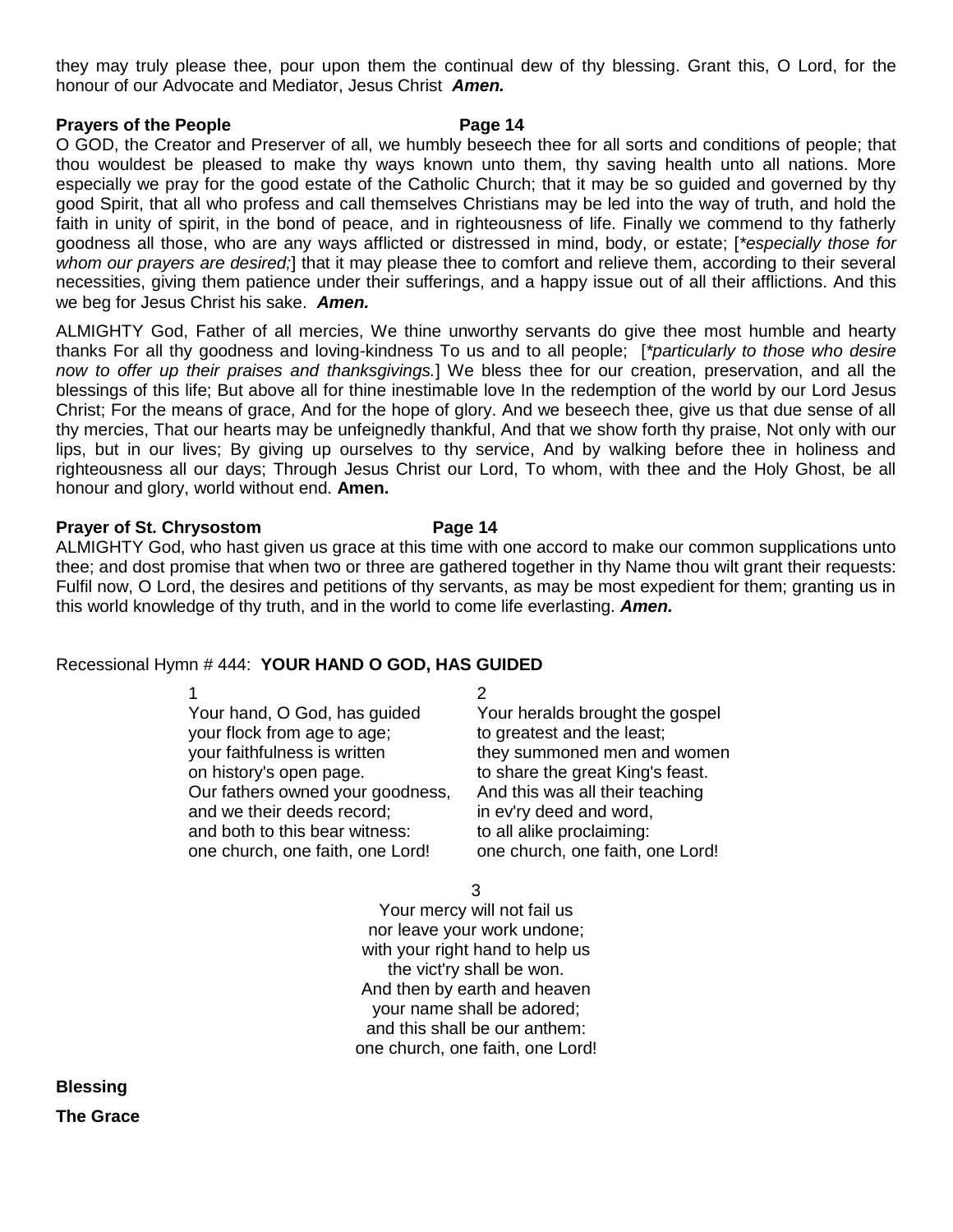they may truly please thee, pour upon them the continual dew of thy blessing. Grant this, O Lord, for the honour of our Advocate and Mediator, Jesus Christ ***Amen.***

**Prayers of the People** **Page 14**

O GOD, the Creator and Preserver of all, we humbly beseech thee for all sorts and conditions of people; that thou wouldest be pleased to make thy ways known unto them, thy saving health unto all nations. More especially we pray for the good estate of the Catholic Church; that it may be so guided and governed by thy good Spirit, that all who profess and call themselves Christians may be led into the way of truth, and hold the faith in unity of spirit, in the bond of peace, and in righteousness of life. Finally we commend to thy fatherly goodness all those, who are any ways afflicted or distressed in mind, body, or estate; [*\*especially those for whom our prayers are desired;*] that it may please thee to comfort and relieve them, according to their several necessities, giving them patience under their sufferings, and a happy issue out of all their afflictions. And this we beg for Jesus Christ his sake. ***Amen.***

ALMIGHTY God, Father of all mercies, We thine unworthy servants do give thee most humble and hearty thanks For all thy goodness and loving-kindness To us and to all people; [*\*particularly to those who desire now to offer up their praises and thanksgivings.*] We bless thee for our creation, preservation, and all the blessings of this life; But above all for thine inestimable love In the redemption of the world by our Lord Jesus Christ; For the means of grace, And for the hope of glory. And we beseech thee, give us that due sense of all thy mercies, That our hearts may be unfeignedly thankful, And that we show forth thy praise, Not only with our lips, but in our lives; By giving up ourselves to thy service, And by walking before thee in holiness and righteousness all our days; Through Jesus Christ our Lord, To whom, with thee and the Holy Ghost, be all honour and glory, world without end. **Amen.**

**Prayer of St. Chrysostom** **Page 14**

ALMIGHTY God, who hast given us grace at this time with one accord to make our common supplications unto thee; and dost promise that when two or three are gathered together in thy Name thou wilt grant their requests: Fulfil now, O Lord, the desires and petitions of thy servants, as may be most expedient for them; granting us in this world knowledge of thy truth, and in the world to come life everlasting. ***Amen.***

Recessional Hymn # 444: **YOUR HAND O GOD, HAS GUIDED**

1
Your hand, O God, has guided
your flock from age to age;
your faithfulness is written
on history's open page.
Our fathers owned your goodness,
and we their deeds record;
and both to this bear witness:
one church, one faith, one Lord!

2
Your heralds brought the gospel
to greatest and the least;
they summoned men and women
to share the great King's feast.
And this was all their teaching
in ev'ry deed and word,
to all alike proclaiming:
one church, one faith, one Lord!

3
Your mercy will not fail us
nor leave your work undone;
with your right hand to help us
the vict'ry shall be won.
And then by earth and heaven
your name shall be adored;
and this shall be our anthem:
one church, one faith, one Lord!

**Blessing**

**The Grace**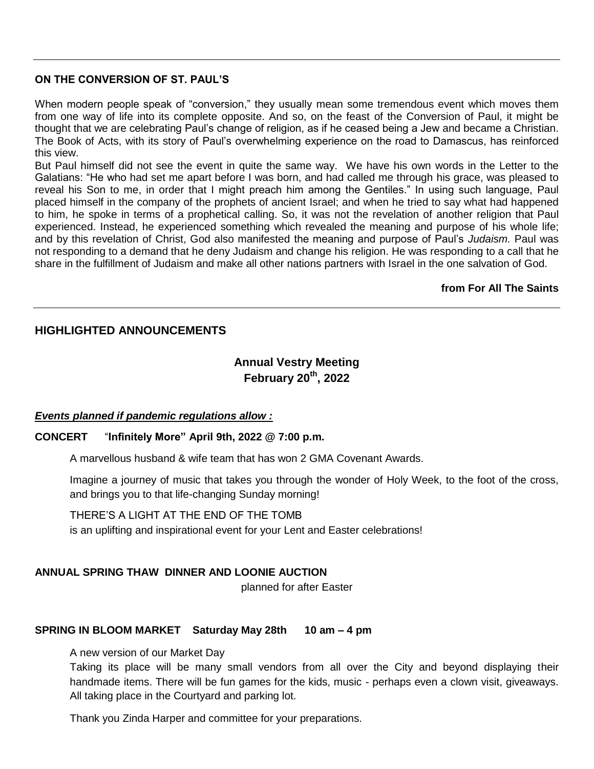## ON THE CONVERSION OF ST. PAUL'S

When modern people speak of "conversion," they usually mean some tremendous event which moves them from one way of life into its complete opposite. And so, on the feast of the Conversion of Paul, it might be thought that we are celebrating Paul's change of religion, as if he ceased being a Jew and became a Christian. The Book of Acts, with its story of Paul's overwhelming experience on the road to Damascus, has reinforced this view.

But Paul himself did not see the event in quite the same way. We have his own words in the Letter to the Galatians: "He who had set me apart before I was born, and had called me through his grace, was pleased to reveal his Son to me, in order that I might preach him among the Gentiles." In using such language, Paul placed himself in the company of the prophets of ancient Israel; and when he tried to say what had happened to him, he spoke in terms of a prophetical calling. So, it was not the revelation of another religion that Paul experienced. Instead, he experienced something which revealed the meaning and purpose of his whole life; and by this revelation of Christ, God also manifested the meaning and purpose of Paul's *Judaism.* Paul was not responding to a demand that he deny Judaism and change his religion. He was responding to a call that he share in the fulfillment of Judaism and make all other nations partners with Israel in the one salvation of God.

**from For All The Saints**

---

## HIGHLIGHTED ANNOUNCEMENTS

### Annual Vestry Meeting
### February 20th, 2022

***Events planned if pandemic regulations allow :***

**CONCERT** "**Infinitely More" April 9th, 2022 @ 7:00 p.m.**

A marvellous husband & wife team that has won 2 GMA Covenant Awards.

Imagine a journey of music that takes you through the wonder of Holy Week, to the foot of the cross, and brings you to that life-changing Sunday morning!

THERE'S A LIGHT AT THE END OF THE TOMB
is an uplifting and inspirational event for your Lent and Easter celebrations!

**ANNUAL SPRING THAW DINNER AND LOONIE AUCTION**

planned for after Easter

**SPRING IN BLOOM MARKET Saturday May 28th 10 am – 4 pm**

A new version of our Market Day
Taking its place will be many small vendors from all over the City and beyond displaying their handmade items. There will be fun games for the kids, music - perhaps even a clown visit, giveaways. All taking place in the Courtyard and parking lot.

Thank you Zinda Harper and committee for your preparations.